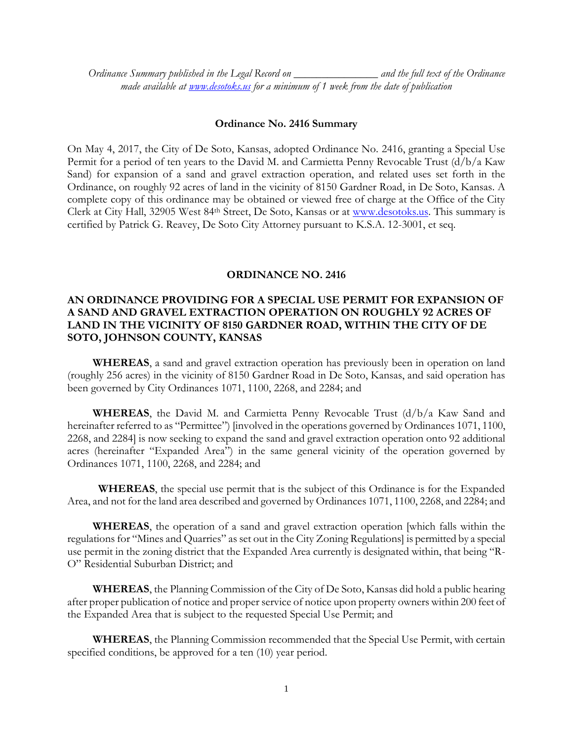*Ordinance Summary published in the Legal Record on _______________ and the full text of the Ordinance made available at [www.desotoks.us](http://www.desotoks.us) for a minimum of 1 week from the date of publication*

**Ordinance No. 2416 Summary**

On May 4, 2017, the City of De Soto, Kansas, adopted Ordinance No. 2416, granting a Special Use Permit for a period of ten years to the David M. and Carmietta Penny Revocable Trust (d/b/a Kaw Sand) for expansion of a sand and gravel extraction operation, and related uses set forth in the Ordinance, on roughly 92 acres of land in the vicinity of 8150 Gardner Road, in De Soto, Kansas. A complete copy of this ordinance may be obtained or viewed free of charge at the Office of the City Clerk at City Hall, 32905 West 84th Street, De Soto, Kansas or at [www.desotoks.us](http://www.desotoks.us). This summary is certified by Patrick G. Reavey, De Soto City Attorney pursuant to K.S.A. 12-3001, et seq.

**ORDINANCE NO. 2416**

**AN ORDINANCE PROVIDING FOR A SPECIAL USE PERMIT FOR EXPANSION OF A SAND AND GRAVEL EXTRACTION OPERATION ON ROUGHLY 92 ACRES OF LAND IN THE VICINITY OF 8150 GARDNER ROAD, WITHIN THE CITY OF DE SOTO, JOHNSON COUNTY, KANSAS**

**WHEREAS**, a sand and gravel extraction operation has previously been in operation on land (roughly 256 acres) in the vicinity of 8150 Gardner Road in De Soto, Kansas, and said operation has been governed by City Ordinances 1071, 1100, 2268, and 2284; and

**WHEREAS**, the David M. and Carmietta Penny Revocable Trust (d/b/a Kaw Sand and hereinafter referred to as "Permittee") [involved in the operations governed by Ordinances 1071, 1100, 2268, and 2284] is now seeking to expand the sand and gravel extraction operation onto 92 additional acres (hereinafter "Expanded Area") in the same general vicinity of the operation governed by Ordinances 1071, 1100, 2268, and 2284; and

**WHEREAS**, the special use permit that is the subject of this Ordinance is for the Expanded Area, and not for the land area described and governed by Ordinances 1071, 1100, 2268, and 2284; and

**WHEREAS**, the operation of a sand and gravel extraction operation [which falls within the regulations for "Mines and Quarries" as set out in the City Zoning Regulations] is permitted by a special use permit in the zoning district that the Expanded Area currently is designated within, that being "R-O" Residential Suburban District; and

**WHEREAS**, the Planning Commission of the City of De Soto, Kansas did hold a public hearing after proper publication of notice and proper service of notice upon property owners within 200 feet of the Expanded Area that is subject to the requested Special Use Permit; and

**WHEREAS**, the Planning Commission recommended that the Special Use Permit, with certain specified conditions, be approved for a ten (10) year period.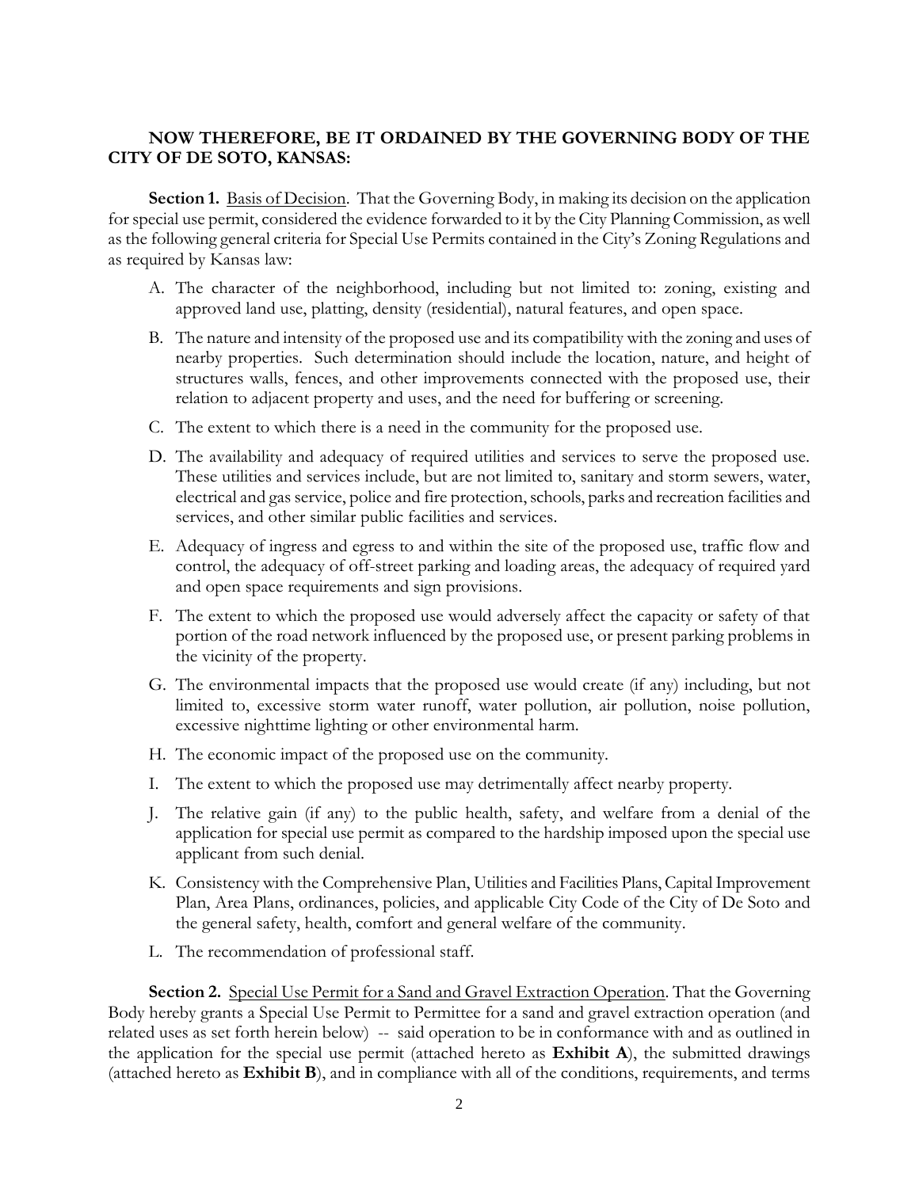**NOW THEREFORE, BE IT ORDAINED BY THE GOVERNING BODY OF THE CITY OF DE SOTO, KANSAS:**

**Section 1.** Basis of Decision. That the Governing Body, in making its decision on the application for special use permit, considered the evidence forwarded to it by the City Planning Commission, as well as the following general criteria for Special Use Permits contained in the City's Zoning Regulations and as required by Kansas law:

A. The character of the neighborhood, including but not limited to: zoning, existing and approved land use, platting, density (residential), natural features, and open space.

B. The nature and intensity of the proposed use and its compatibility with the zoning and uses of nearby properties. Such determination should include the location, nature, and height of structures walls, fences, and other improvements connected with the proposed use, their relation to adjacent property and uses, and the need for buffering or screening.

C. The extent to which there is a need in the community for the proposed use.

D. The availability and adequacy of required utilities and services to serve the proposed use. These utilities and services include, but are not limited to, sanitary and storm sewers, water, electrical and gas service, police and fire protection, schools, parks and recreation facilities and services, and other similar public facilities and services.

E. Adequacy of ingress and egress to and within the site of the proposed use, traffic flow and control, the adequacy of off-street parking and loading areas, the adequacy of required yard and open space requirements and sign provisions.

F. The extent to which the proposed use would adversely affect the capacity or safety of that portion of the road network influenced by the proposed use, or present parking problems in the vicinity of the property.

G. The environmental impacts that the proposed use would create (if any) including, but not limited to, excessive storm water runoff, water pollution, air pollution, noise pollution, excessive nighttime lighting or other environmental harm.

H. The economic impact of the proposed use on the community.

I. The extent to which the proposed use may detrimentally affect nearby property.

J. The relative gain (if any) to the public health, safety, and welfare from a denial of the application for special use permit as compared to the hardship imposed upon the special use applicant from such denial.

K. Consistency with the Comprehensive Plan, Utilities and Facilities Plans, Capital Improvement Plan, Area Plans, ordinances, policies, and applicable City Code of the City of De Soto and the general safety, health, comfort and general welfare of the community.

L. The recommendation of professional staff.

**Section 2.** Special Use Permit for a Sand and Gravel Extraction Operation. That the Governing Body hereby grants a Special Use Permit to Permittee for a sand and gravel extraction operation (and related uses as set forth herein below) -- said operation to be in conformance with and as outlined in the application for the special use permit (attached hereto as **Exhibit A**), the submitted drawings (attached hereto as **Exhibit B**), and in compliance with all of the conditions, requirements, and terms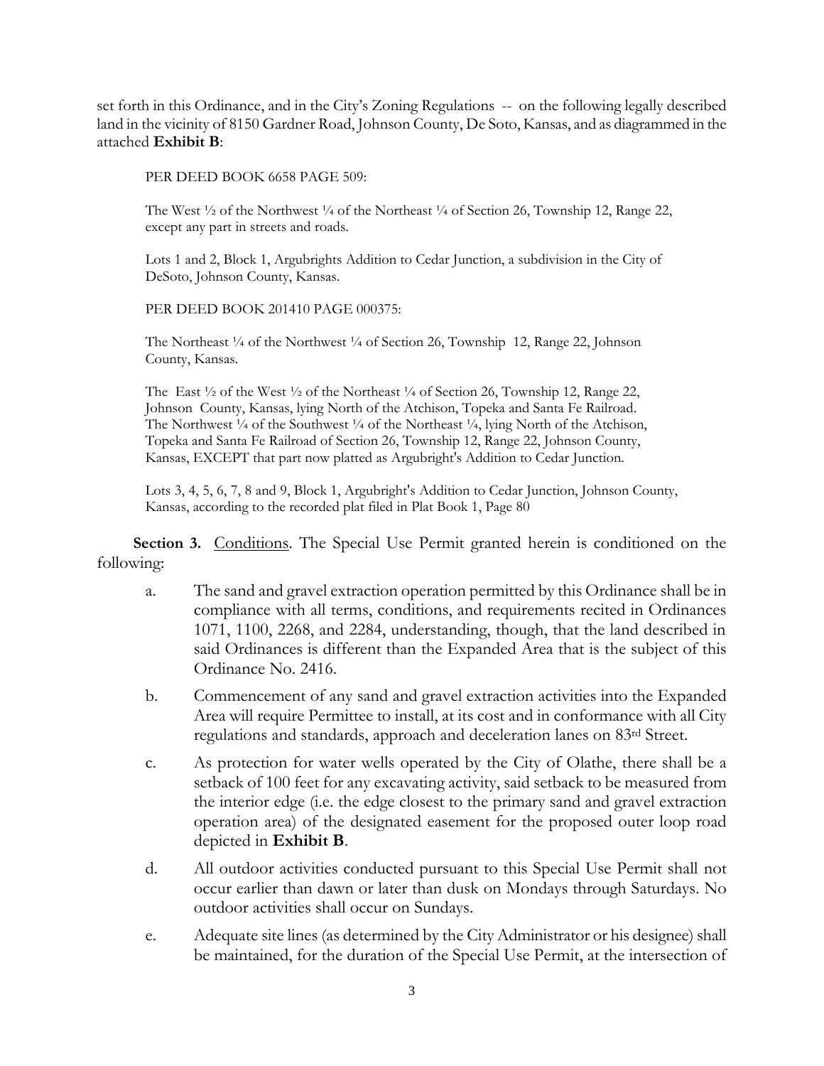set forth in this Ordinance, and in the City's Zoning Regulations -- on the following legally described land in the vicinity of 8150 Gardner Road, Johnson County, De Soto, Kansas, and as diagrammed in the attached **Exhibit B**:

PER DEED BOOK 6658 PAGE 509:

The West ½ of the Northwest ¼ of the Northeast ¼ of Section 26, Township 12, Range 22, except any part in streets and roads.

Lots 1 and 2, Block 1, Argubrights Addition to Cedar Junction, a subdivision in the City of DeSoto, Johnson County, Kansas.

PER DEED BOOK 201410 PAGE 000375:

The Northeast ¼ of the Northwest ¼ of Section 26, Township 12, Range 22, Johnson County, Kansas.

The East ½ of the West ½ of the Northeast ¼ of Section 26, Township 12, Range 22, Johnson County, Kansas, lying North of the Atchison, Topeka and Santa Fe Railroad. The Northwest ¼ of the Southwest ¼ of the Northeast ¼, lying North of the Atchison, Topeka and Santa Fe Railroad of Section 26, Township 12, Range 22, Johnson County, Kansas, EXCEPT that part now platted as Argubright's Addition to Cedar Junction.

Lots 3, 4, 5, 6, 7, 8 and 9, Block 1, Argubright's Addition to Cedar Junction, Johnson County, Kansas, according to the recorded plat filed in Plat Book 1, Page 80

**Section 3.** Conditions. The Special Use Permit granted herein is conditioned on the following:

a. The sand and gravel extraction operation permitted by this Ordinance shall be in compliance with all terms, conditions, and requirements recited in Ordinances 1071, 1100, 2268, and 2284, understanding, though, that the land described in said Ordinances is different than the Expanded Area that is the subject of this Ordinance No. 2416.

b. Commencement of any sand and gravel extraction activities into the Expanded Area will require Permittee to install, at its cost and in conformance with all City regulations and standards, approach and deceleration lanes on 83rd Street.

c. As protection for water wells operated by the City of Olathe, there shall be a setback of 100 feet for any excavating activity, said setback to be measured from the interior edge (i.e. the edge closest to the primary sand and gravel extraction operation area) of the designated easement for the proposed outer loop road depicted in **Exhibit B**.

d. All outdoor activities conducted pursuant to this Special Use Permit shall not occur earlier than dawn or later than dusk on Mondays through Saturdays. No outdoor activities shall occur on Sundays.

e. Adequate site lines (as determined by the City Administrator or his designee) shall be maintained, for the duration of the Special Use Permit, at the intersection of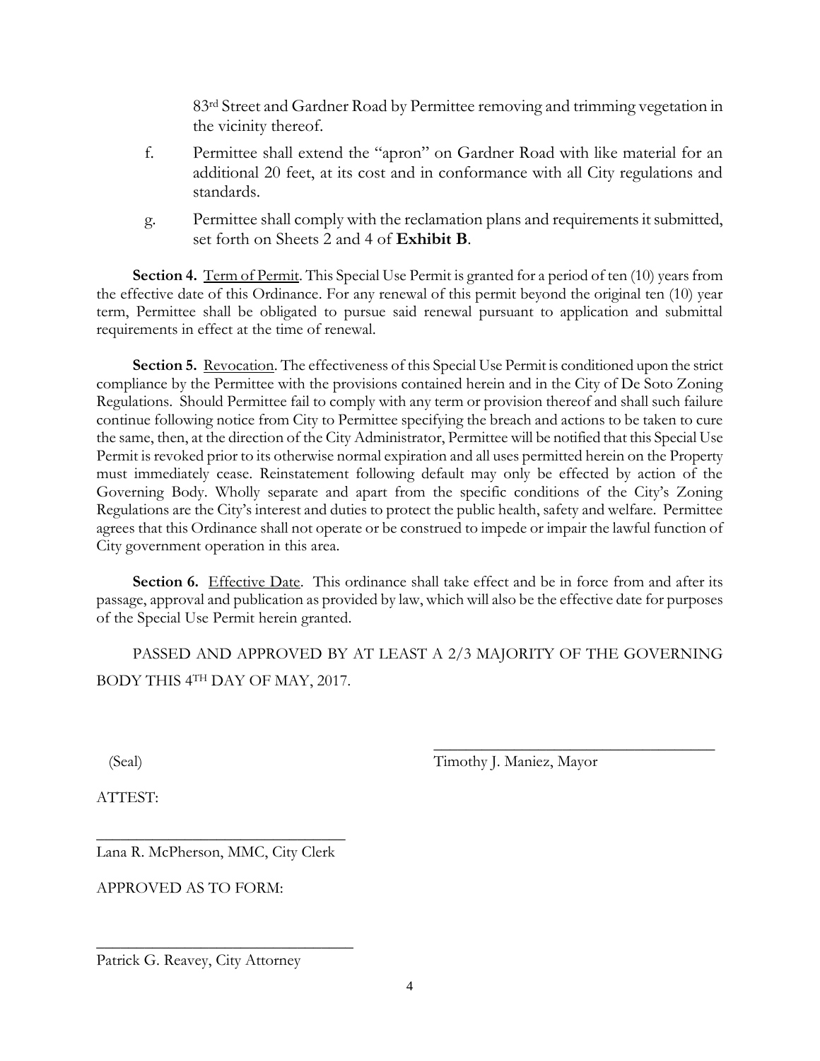83rd Street and Gardner Road by Permittee removing and trimming vegetation in the vicinity thereof.

f. Permittee shall extend the "apron" on Gardner Road with like material for an additional 20 feet, at its cost and in conformance with all City regulations and standards.

g. Permittee shall comply with the reclamation plans and requirements it submitted, set forth on Sheets 2 and 4 of **Exhibit B**.

**Section 4.** Term of Permit. This Special Use Permit is granted for a period of ten (10) years from the effective date of this Ordinance. For any renewal of this permit beyond the original ten (10) year term, Permittee shall be obligated to pursue said renewal pursuant to application and submittal requirements in effect at the time of renewal.

**Section 5.** Revocation. The effectiveness of this Special Use Permit is conditioned upon the strict compliance by the Permittee with the provisions contained herein and in the City of De Soto Zoning Regulations. Should Permittee fail to comply with any term or provision thereof and shall such failure continue following notice from City to Permittee specifying the breach and actions to be taken to cure the same, then, at the direction of the City Administrator, Permittee will be notified that this Special Use Permit is revoked prior to its otherwise normal expiration and all uses permitted herein on the Property must immediately cease. Reinstatement following default may only be effected by action of the Governing Body. Wholly separate and apart from the specific conditions of the City's Zoning Regulations are the City's interest and duties to protect the public health, safety and welfare. Permittee agrees that this Ordinance shall not operate or be construed to impede or impair the lawful function of City government operation in this area.

**Section 6.** Effective Date. This ordinance shall take effect and be in force from and after its passage, approval and publication as provided by law, which will also be the effective date for purposes of the Special Use Permit herein granted.

PASSED AND APPROVED BY AT LEAST A 2/3 MAJORITY OF THE GOVERNING BODY THIS 4TH DAY OF MAY, 2017.

(Seal)

___________________________________
Timothy J. Maniez, Mayor

ATTEST:

______________________________
Lana R. McPherson, MMC, City Clerk

APPROVED AS TO FORM:

________________________________
Patrick G. Reavey, City Attorney